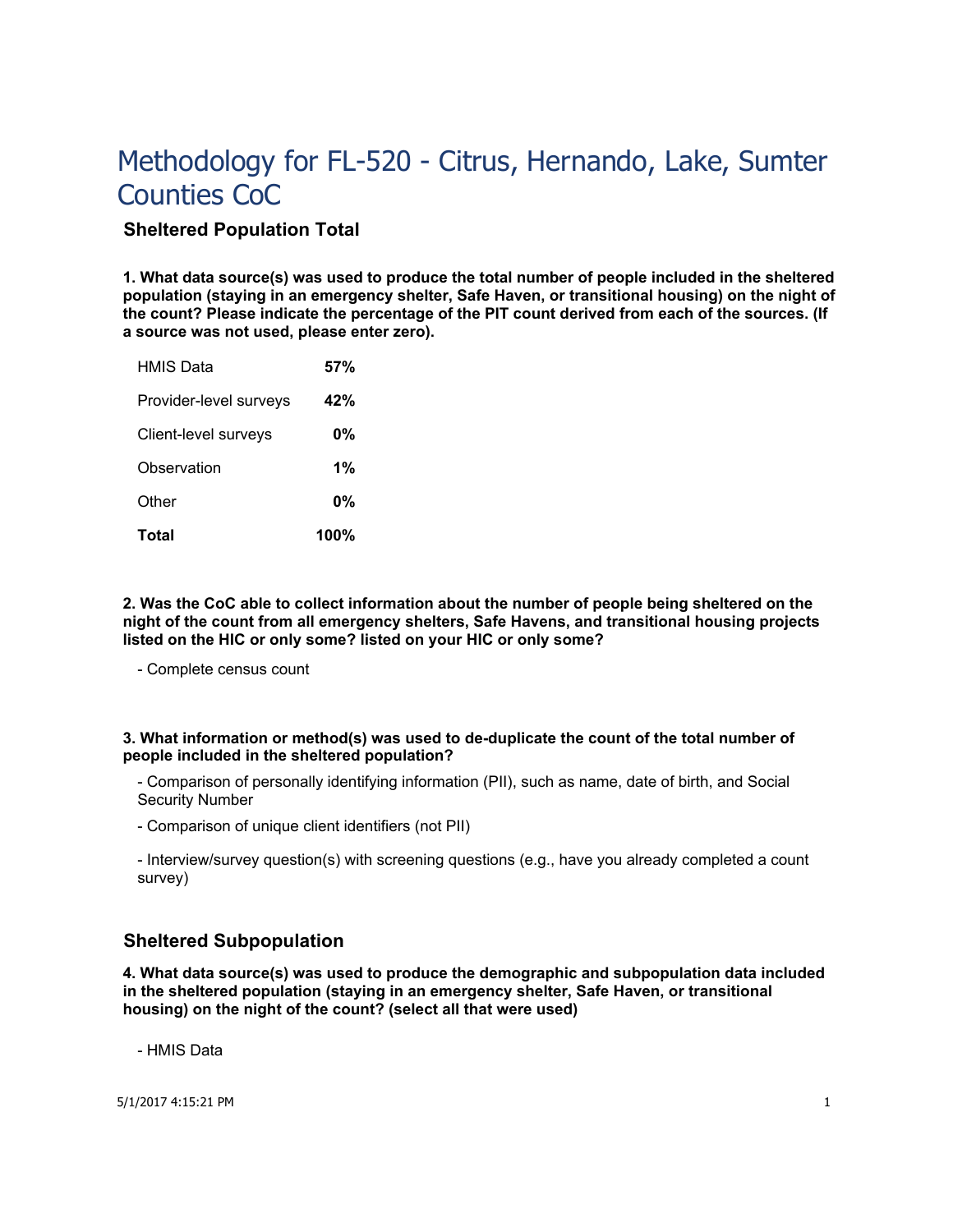# Methodology for FL-520 - Citrus, Hernando, Lake, Sumter Counties CoC

## Sheltered Population Total

**1. What data source(s) was used to produce the total number of people included in the sheltered population (staying in an emergency shelter, Safe Haven, or transitional housing) on the night of the count? Please indicate the percentage of the PIT count derived from each of the sources. (If a source was not used, please enter zero).**

| | |
|---|---|
| HMIS Data | **57%** |
| Provider-level surveys | **42%** |
| Client-level surveys | **0%** |
| Observation | **1%** |
| Other | **0%** |
| **Total** | **100%** |

**2. Was the CoC able to collect information about the number of people being sheltered on the night of the count from all emergency shelters, Safe Havens, and transitional housing projects listed on the HIC or only some? listed on your HIC or only some?**

- Complete census count

**3. What information or method(s) was used to de-duplicate the count of the total number of people included in the sheltered population?**

- Comparison of personally identifying information (PII), such as name, date of birth, and Social Security Number
- Comparison of unique client identifiers (not PII)
- Interview/survey question(s) with screening questions (e.g., have you already completed a count survey)

## Sheltered Subpopulation

**4. What data source(s) was used to produce the demographic and subpopulation data included in the sheltered population (staying in an emergency shelter, Safe Haven, or transitional housing) on the night of the count? (select all that were used)**

- HMIS Data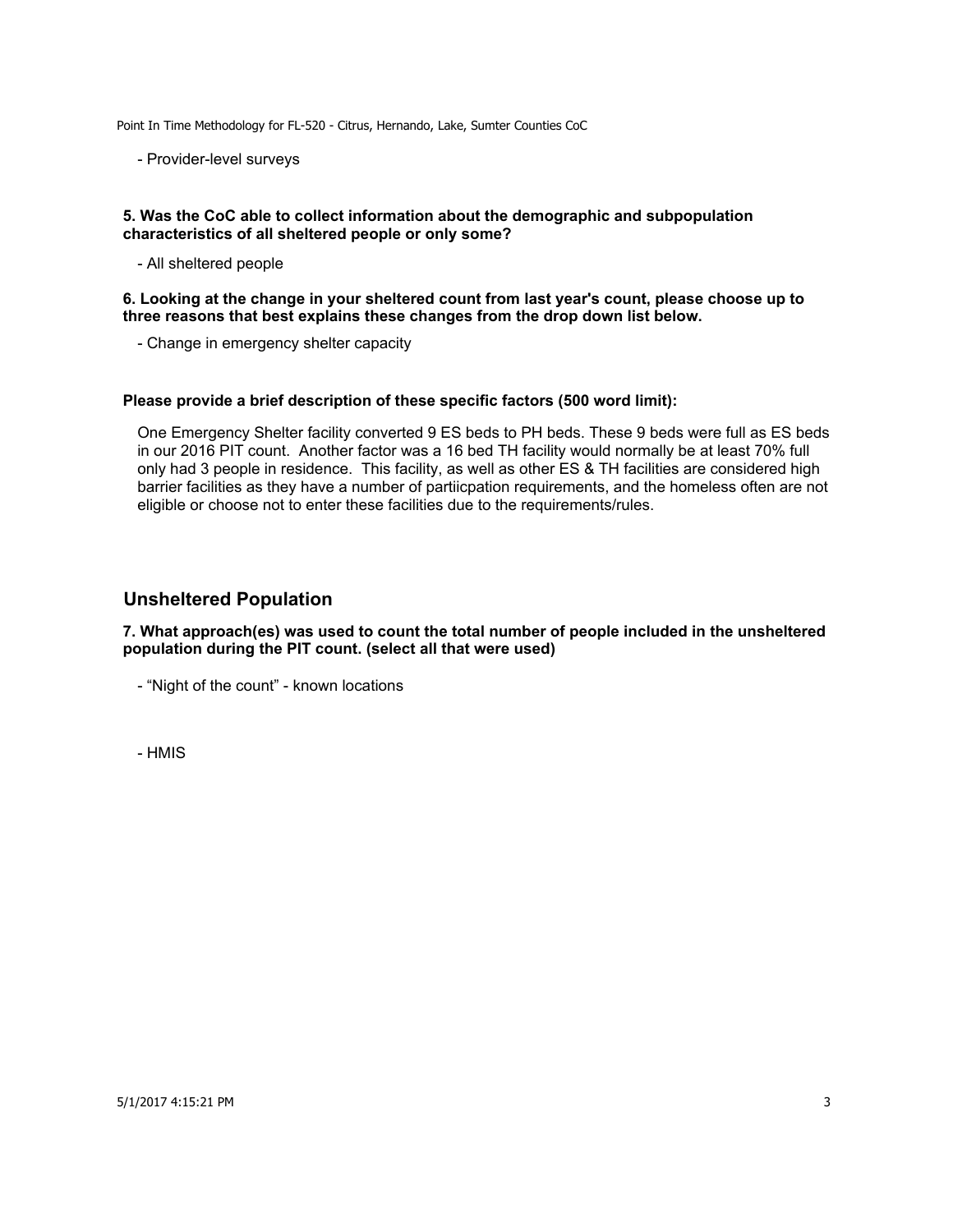- Provider-level surveys

**5. Was the CoC able to collect information about the demographic and subpopulation characteristics of all sheltered people or only some?**

- All sheltered people

**6. Looking at the change in your sheltered count from last year's count, please choose up to three reasons that best explains these changes from the drop down list below.**

- Change in emergency shelter capacity

**Please provide a brief description of these specific factors (500 word limit):**

One Emergency Shelter facility converted 9 ES beds to PH beds. These 9 beds were full as ES beds in our 2016 PIT count. Another factor was a 16 bed TH facility would normally be at least 70% full only had 3 people in residence. This facility, as well as other ES & TH facilities are considered high barrier facilities as they have a number of partiicpation requirements, and the homeless often are not eligible or choose not to enter these facilities due to the requirements/rules.

## Unsheltered Population

**7. What approach(es) was used to count the total number of people included in the unsheltered population during the PIT count. (select all that were used)**

- "Night of the count" - known locations

- HMIS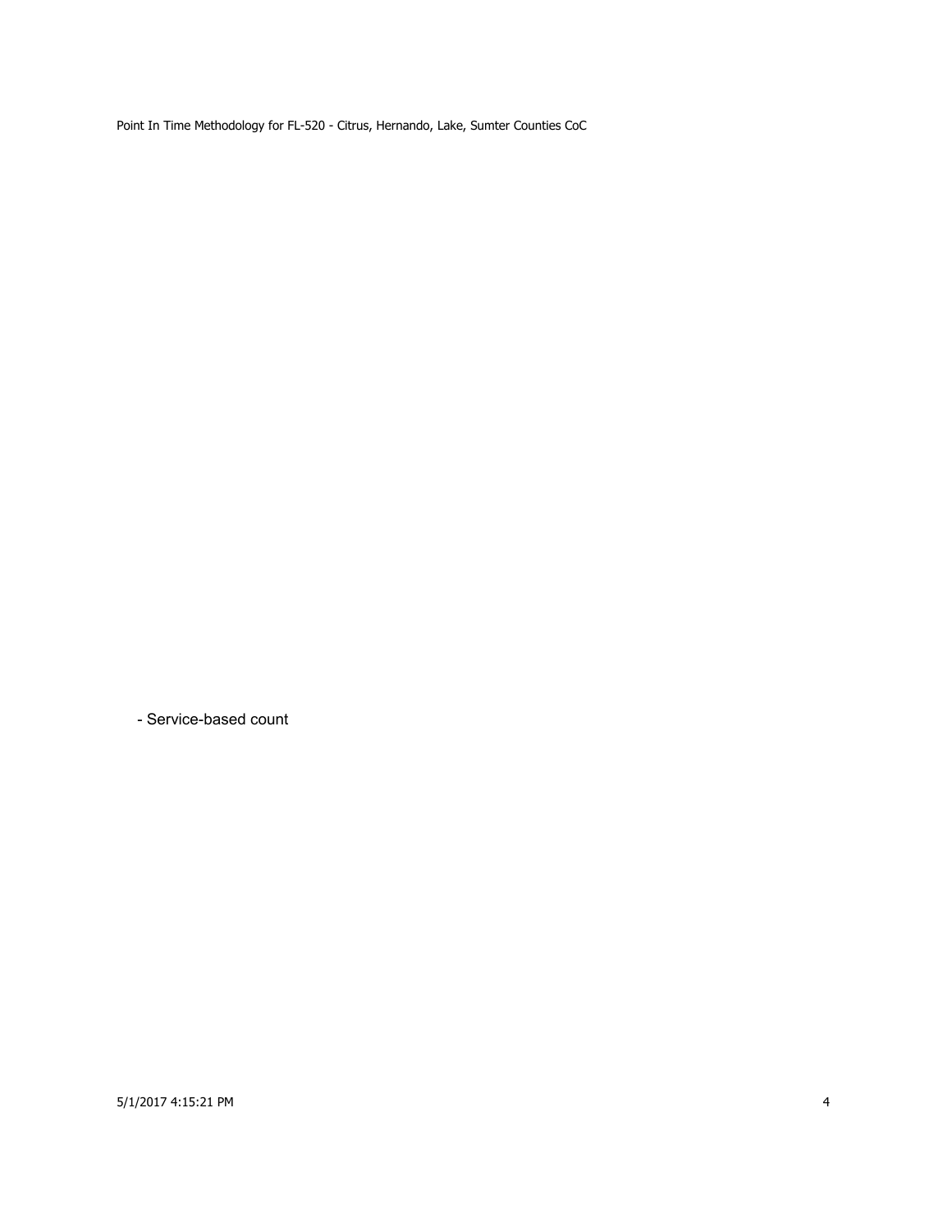- Service-based count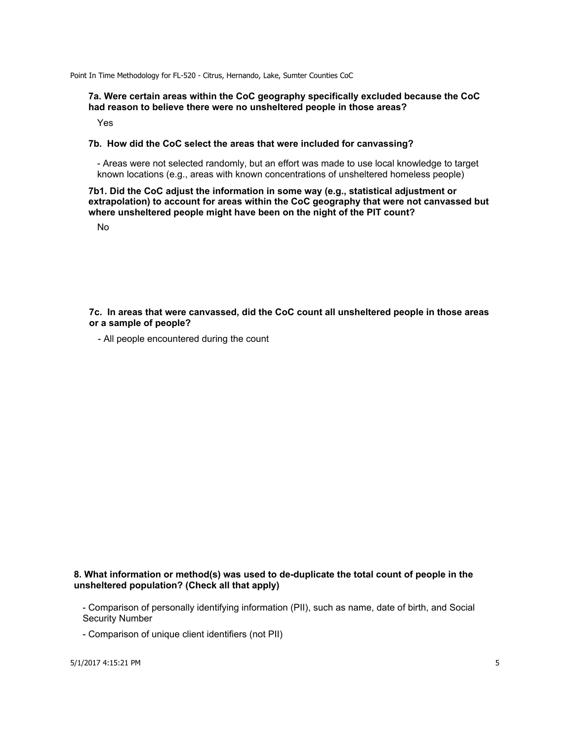**7a. Were certain areas within the CoC geography specifically excluded because the CoC had reason to believe there were no unsheltered people in those areas?**

Yes

**7b. How did the CoC select the areas that were included for canvassing?**

- Areas were not selected randomly, but an effort was made to use local knowledge to target known locations (e.g., areas with known concentrations of unsheltered homeless people)

**7b1. Did the CoC adjust the information in some way (e.g., statistical adjustment or extrapolation) to account for areas within the CoC geography that were not canvassed but where unsheltered people might have been on the night of the PIT count?**

No

**7c. In areas that were canvassed, did the CoC count all unsheltered people in those areas or a sample of people?**

- All people encountered during the count

**8. What information or method(s) was used to de-duplicate the total count of people in the unsheltered population? (Check all that apply)**

- Comparison of personally identifying information (PII), such as name, date of birth, and Social Security Number
- Comparison of unique client identifiers (not PII)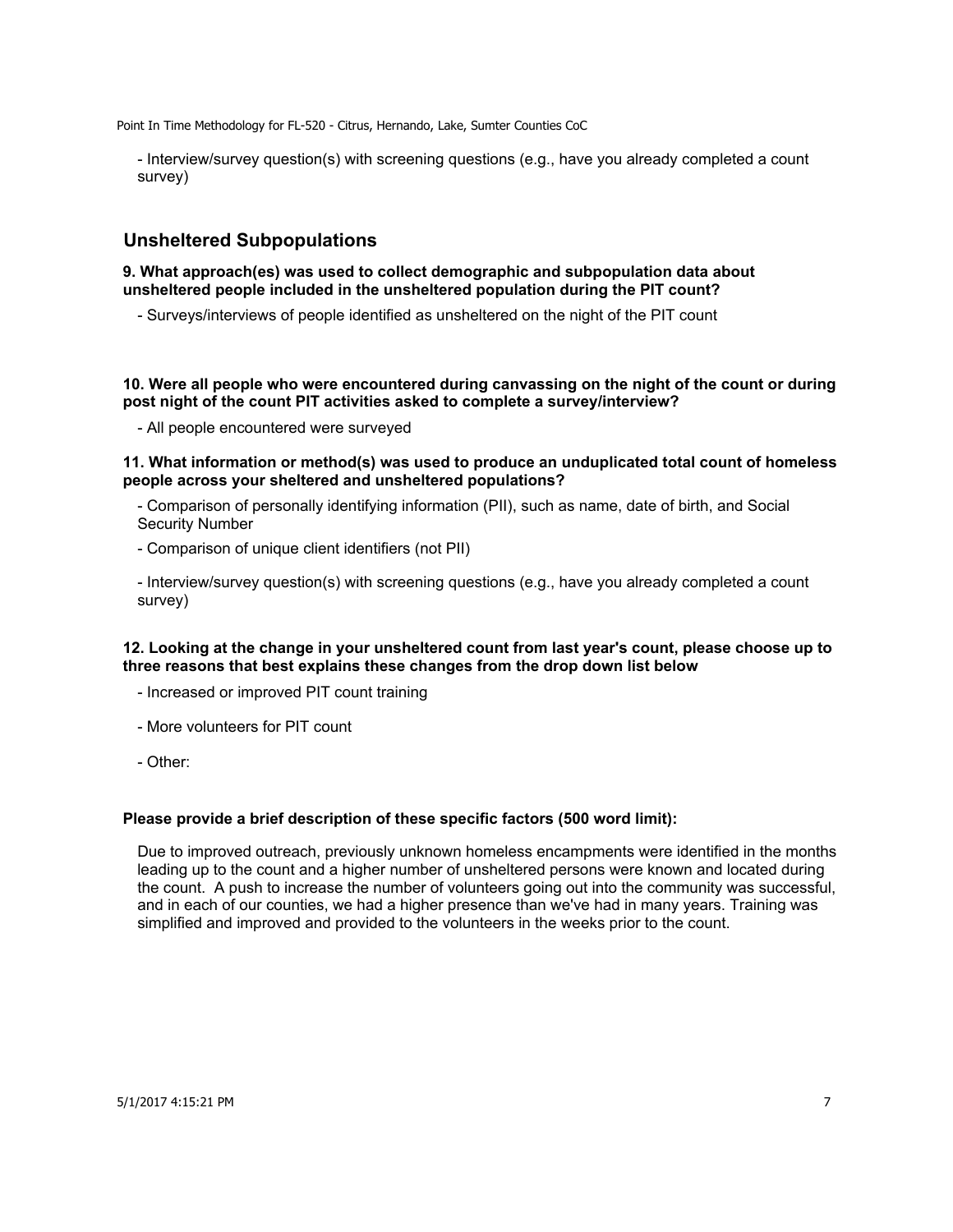- Interview/survey question(s) with screening questions (e.g., have you already completed a count survey)

## Unsheltered Subpopulations

**9. What approach(es) was used to collect demographic and subpopulation data about unsheltered people included in the unsheltered population during the PIT count?**

- Surveys/interviews of people identified as unsheltered on the night of the PIT count

**10. Were all people who were encountered during canvassing on the night of the count or during post night of the count PIT activities asked to complete a survey/interview?**

- All people encountered were surveyed

**11. What information or method(s) was used to produce an unduplicated total count of homeless people across your sheltered and unsheltered populations?**

- Comparison of personally identifying information (PII), such as name, date of birth, and Social Security Number

- Comparison of unique client identifiers (not PII)

- Interview/survey question(s) with screening questions (e.g., have you already completed a count survey)

**12. Looking at the change in your unsheltered count from last year's count, please choose up to three reasons that best explains these changes from the drop down list below**

- Increased or improved PIT count training

- More volunteers for PIT count

- Other:

**Please provide a brief description of these specific factors (500 word limit):**

Due to improved outreach, previously unknown homeless encampments were identified in the months leading up to the count and a higher number of unsheltered persons were known and located during the count. A push to increase the number of volunteers going out into the community was successful, and in each of our counties, we had a higher presence than we've had in many years. Training was simplified and improved and provided to the volunteers in the weeks prior to the count.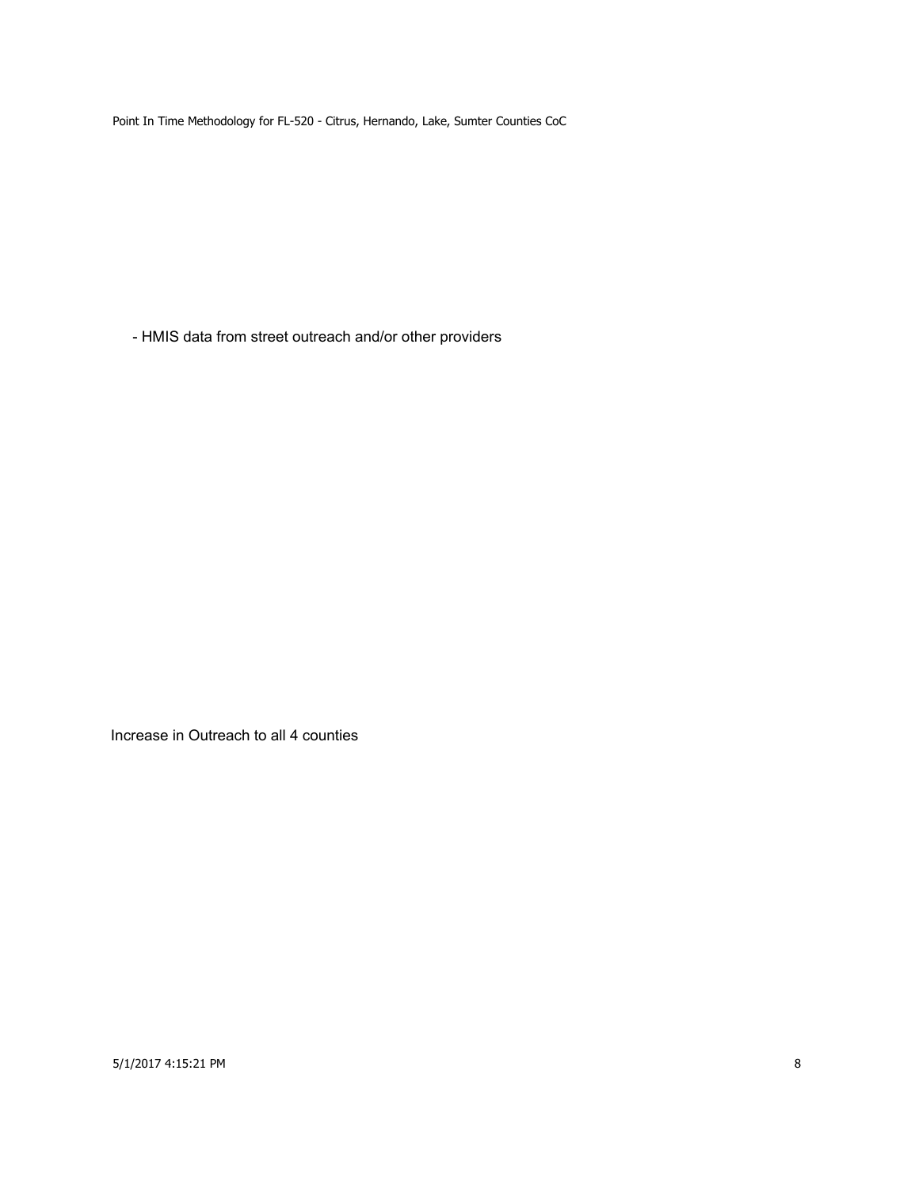- HMIS data from street outreach and/or other providers

Increase in Outreach to all 4 counties